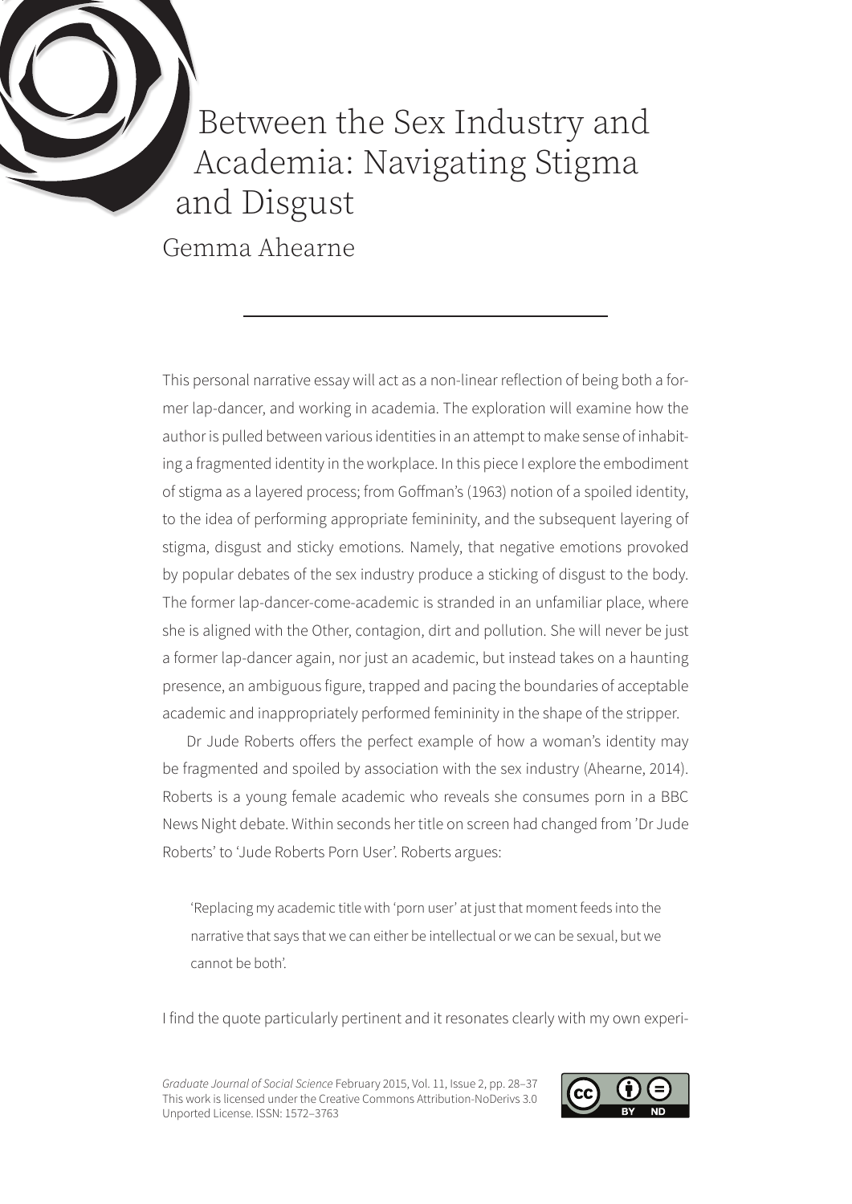# Between the Sex Industry and Academia: Navigating Stigma and Disgust

Gemma Ahearne

---

This personal narrative essay will act as a non-linear reflection of being both a former lap-dancer, and working in academia. The exploration will examine how the author is pulled between various identities in an attempt to make sense of inhabiting a fragmented identity in the workplace. In this piece I explore the embodiment of stigma as a layered process; from Goffman's (1963) notion of a spoiled identity, to the idea of performing appropriate femininity, and the subsequent layering of stigma, disgust and sticky emotions. Namely, that negative emotions provoked by popular debates of the sex industry produce a sticking of disgust to the body. The former lap-dancer-come-academic is stranded in an unfamiliar place, where she is aligned with the Other, contagion, dirt and pollution. She will never be just a former lap-dancer again, nor just an academic, but instead takes on a haunting presence, an ambiguous figure, trapped and pacing the boundaries of acceptable academic and inappropriately performed femininity in the shape of the stripper.

Dr Jude Roberts offers the perfect example of how a woman's identity may be fragmented and spoiled by association with the sex industry (Ahearne, 2014). Roberts is a young female academic who reveals she consumes porn in a BBC News Night debate. Within seconds her title on screen had changed from 'Dr Jude Roberts' to 'Jude Roberts Porn User'. Roberts argues:

> 'Replacing my academic title with 'porn user' at just that moment feeds into the narrative that says that we can either be intellectual or we can be sexual, but we cannot be both'.

I find the quote particularly pertinent and it resonates clearly with my own experi-

*Graduate Journal of Social Science* February 2015, Vol. 11, Issue 2, pp. 28–37
This work is licensed under the Creative Commons Attribution-NoDerivs 3.0 Unported License. ISSN: 1572–3763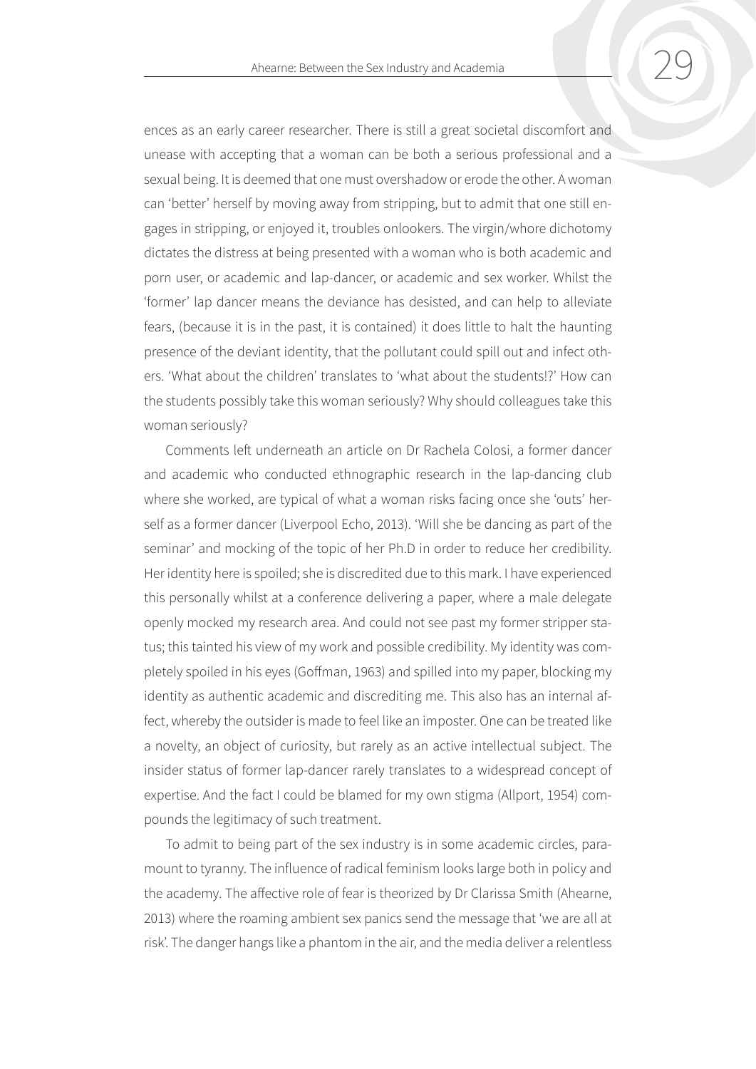ences as an early career researcher. There is still a great societal discomfort and unease with accepting that a woman can be both a serious professional and a sexual being. It is deemed that one must overshadow or erode the other. A woman can 'better' herself by moving away from stripping, but to admit that one still engages in stripping, or enjoyed it, troubles onlookers. The virgin/whore dichotomy dictates the distress at being presented with a woman who is both academic and porn user, or academic and lap-dancer, or academic and sex worker. Whilst the 'former' lap dancer means the deviance has desisted, and can help to alleviate fears, (because it is in the past, it is contained) it does little to halt the haunting presence of the deviant identity, that the pollutant could spill out and infect others. 'What about the children' translates to 'what about the students!?' How can the students possibly take this woman seriously? Why should colleagues take this woman seriously?

Comments left underneath an article on Dr Rachela Colosi, a former dancer and academic who conducted ethnographic research in the lap-dancing club where she worked, are typical of what a woman risks facing once she 'outs' herself as a former dancer (Liverpool Echo, 2013). 'Will she be dancing as part of the seminar' and mocking of the topic of her Ph.D in order to reduce her credibility. Her identity here is spoiled; she is discredited due to this mark. I have experienced this personally whilst at a conference delivering a paper, where a male delegate openly mocked my research area. And could not see past my former stripper status; this tainted his view of my work and possible credibility. My identity was completely spoiled in his eyes (Goffman, 1963) and spilled into my paper, blocking my identity as authentic academic and discrediting me. This also has an internal affect, whereby the outsider is made to feel like an imposter. One can be treated like a novelty, an object of curiosity, but rarely as an active intellectual subject. The insider status of former lap-dancer rarely translates to a widespread concept of expertise. And the fact I could be blamed for my own stigma (Allport, 1954) compounds the legitimacy of such treatment.

To admit to being part of the sex industry is in some academic circles, paramount to tyranny. The influence of radical feminism looks large both in policy and the academy. The affective role of fear is theorized by Dr Clarissa Smith (Ahearne, 2013) where the roaming ambient sex panics send the message that 'we are all at risk'. The danger hangs like a phantom in the air, and the media deliver a relentless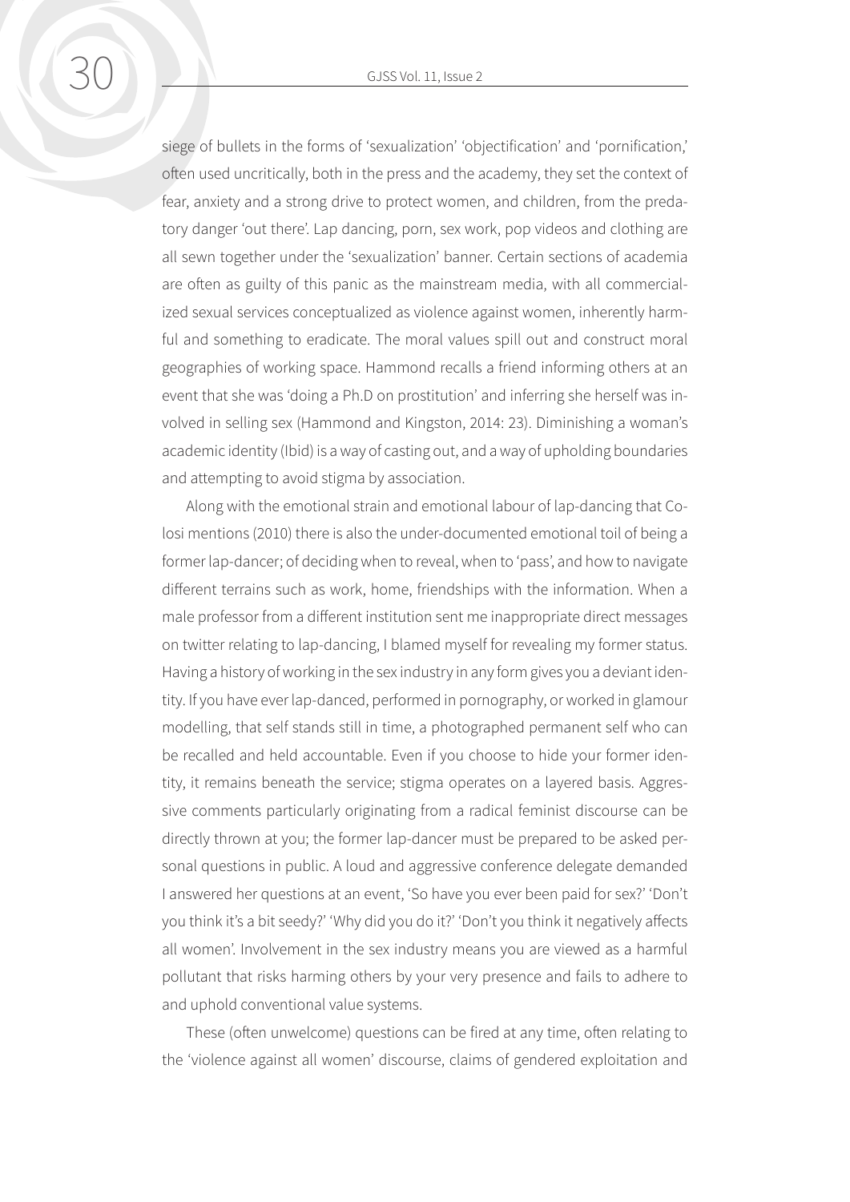siege of bullets in the forms of 'sexualization' 'objectification' and 'pornification,' often used uncritically, both in the press and the academy, they set the context of fear, anxiety and a strong drive to protect women, and children, from the predatory danger 'out there'. Lap dancing, porn, sex work, pop videos and clothing are all sewn together under the 'sexualization' banner. Certain sections of academia are often as guilty of this panic as the mainstream media, with all commercialized sexual services conceptualized as violence against women, inherently harmful and something to eradicate. The moral values spill out and construct moral geographies of working space. Hammond recalls a friend informing others at an event that she was 'doing a Ph.D on prostitution' and inferring she herself was involved in selling sex (Hammond and Kingston, 2014: 23). Diminishing a woman's academic identity (Ibid) is a way of casting out, and a way of upholding boundaries and attempting to avoid stigma by association.

Along with the emotional strain and emotional labour of lap-dancing that Colosi mentions (2010) there is also the under-documented emotional toil of being a former lap-dancer; of deciding when to reveal, when to 'pass', and how to navigate different terrains such as work, home, friendships with the information. When a male professor from a different institution sent me inappropriate direct messages on twitter relating to lap-dancing, I blamed myself for revealing my former status. Having a history of working in the sex industry in any form gives you a deviant identity. If you have ever lap-danced, performed in pornography, or worked in glamour modelling, that self stands still in time, a photographed permanent self who can be recalled and held accountable. Even if you choose to hide your former identity, it remains beneath the service; stigma operates on a layered basis. Aggressive comments particularly originating from a radical feminist discourse can be directly thrown at you; the former lap-dancer must be prepared to be asked personal questions in public. A loud and aggressive conference delegate demanded I answered her questions at an event, 'So have you ever been paid for sex?' 'Don't you think it's a bit seedy?' 'Why did you do it?' 'Don't you think it negatively affects all women'. Involvement in the sex industry means you are viewed as a harmful pollutant that risks harming others by your very presence and fails to adhere to and uphold conventional value systems.

These (often unwelcome) questions can be fired at any time, often relating to the 'violence against all women' discourse, claims of gendered exploitation and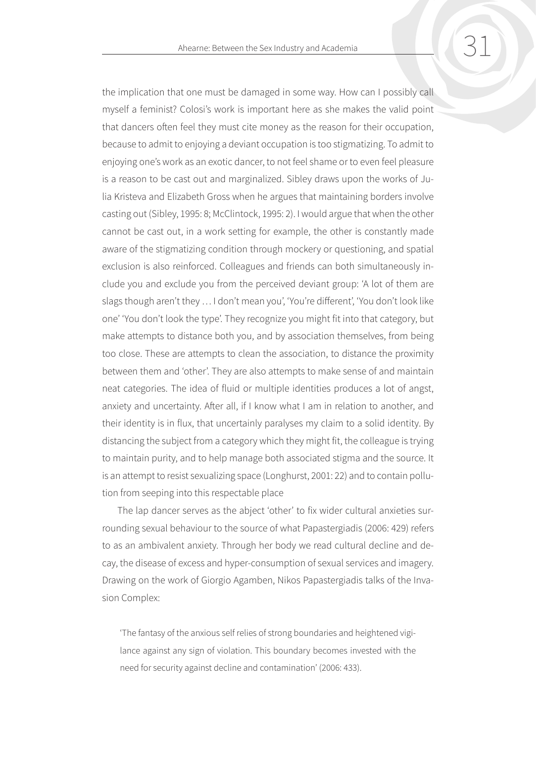the implication that one must be damaged in some way. How can I possibly call myself a feminist? Colosi's work is important here as she makes the valid point that dancers often feel they must cite money as the reason for their occupation, because to admit to enjoying a deviant occupation is too stigmatizing. To admit to enjoying one's work as an exotic dancer, to not feel shame or to even feel pleasure is a reason to be cast out and marginalized. Sibley draws upon the works of Julia Kristeva and Elizabeth Gross when he argues that maintaining borders involve casting out (Sibley, 1995: 8; McClintock, 1995: 2). I would argue that when the other cannot be cast out, in a work setting for example, the other is constantly made aware of the stigmatizing condition through mockery or questioning, and spatial exclusion is also reinforced. Colleagues and friends can both simultaneously include you and exclude you from the perceived deviant group: 'A lot of them are slags though aren't they … I don't mean you', 'You're different', 'You don't look like one' 'You don't look the type'. They recognize you might fit into that category, but make attempts to distance both you, and by association themselves, from being too close. These are attempts to clean the association, to distance the proximity between them and 'other'. They are also attempts to make sense of and maintain neat categories. The idea of fluid or multiple identities produces a lot of angst, anxiety and uncertainty. After all, if I know what I am in relation to another, and their identity is in flux, that uncertainly paralyses my claim to a solid identity. By distancing the subject from a category which they might fit, the colleague is trying to maintain purity, and to help manage both associated stigma and the source. It is an attempt to resist sexualizing space (Longhurst, 2001: 22) and to contain pollution from seeping into this respectable place

The lap dancer serves as the abject 'other' to fix wider cultural anxieties surrounding sexual behaviour to the source of what Papastergiadis (2006: 429) refers to as an ambivalent anxiety. Through her body we read cultural decline and decay, the disease of excess and hyper-consumption of sexual services and imagery. Drawing on the work of Giorgio Agamben, Nikos Papastergiadis talks of the Invasion Complex:

> 'The fantasy of the anxious self relies of strong boundaries and heightened vigilance against any sign of violation. This boundary becomes invested with the need for security against decline and contamination' (2006: 433).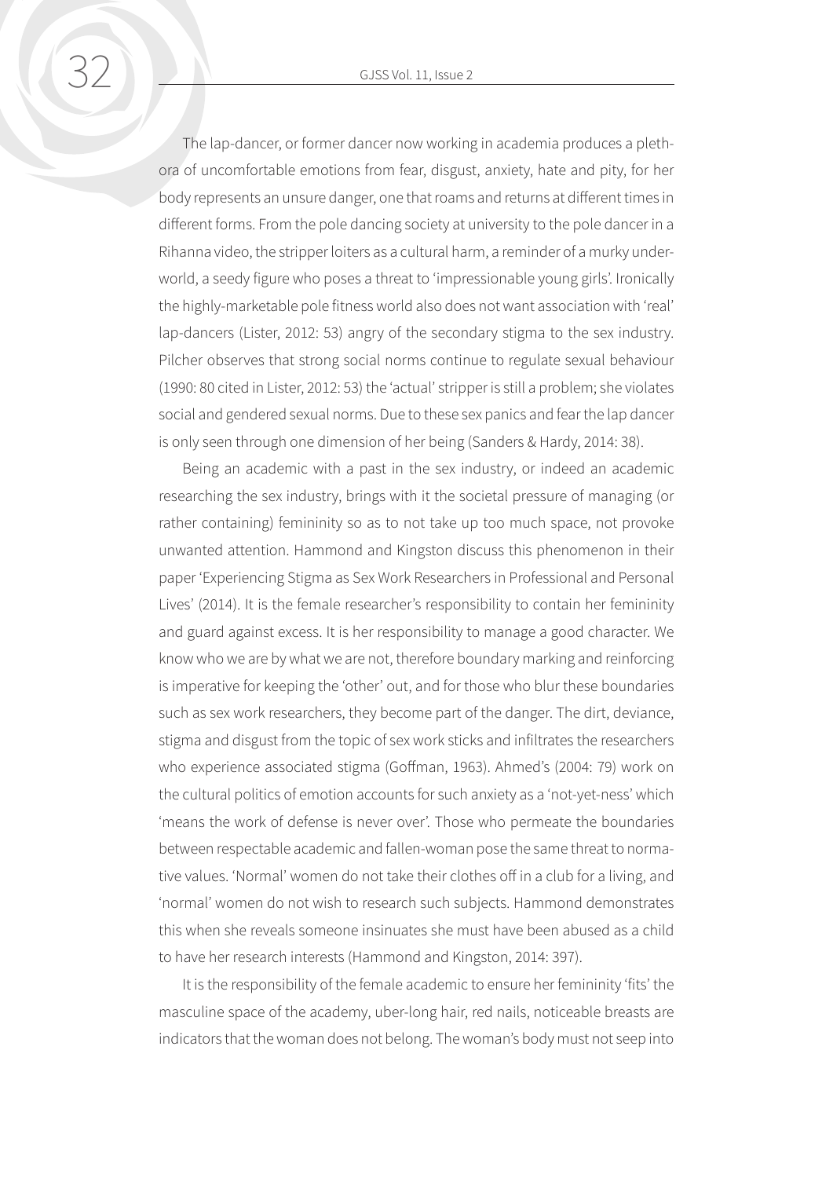The lap-dancer, or former dancer now working in academia produces a plethora of uncomfortable emotions from fear, disgust, anxiety, hate and pity, for her body represents an unsure danger, one that roams and returns at different times in different forms. From the pole dancing society at university to the pole dancer in a Rihanna video, the stripper loiters as a cultural harm, a reminder of a murky underworld, a seedy figure who poses a threat to 'impressionable young girls'. Ironically the highly-marketable pole fitness world also does not want association with 'real' lap-dancers (Lister, 2012: 53) angry of the secondary stigma to the sex industry. Pilcher observes that strong social norms continue to regulate sexual behaviour (1990: 80 cited in Lister, 2012: 53) the 'actual' stripper is still a problem; she violates social and gendered sexual norms. Due to these sex panics and fear the lap dancer is only seen through one dimension of her being (Sanders & Hardy, 2014: 38).

Being an academic with a past in the sex industry, or indeed an academic researching the sex industry, brings with it the societal pressure of managing (or rather containing) femininity so as to not take up too much space, not provoke unwanted attention. Hammond and Kingston discuss this phenomenon in their paper 'Experiencing Stigma as Sex Work Researchers in Professional and Personal Lives' (2014). It is the female researcher's responsibility to contain her femininity and guard against excess. It is her responsibility to manage a good character. We know who we are by what we are not, therefore boundary marking and reinforcing is imperative for keeping the 'other' out, and for those who blur these boundaries such as sex work researchers, they become part of the danger. The dirt, deviance, stigma and disgust from the topic of sex work sticks and infiltrates the researchers who experience associated stigma (Goffman, 1963). Ahmed's (2004: 79) work on the cultural politics of emotion accounts for such anxiety as a 'not-yet-ness' which 'means the work of defense is never over'. Those who permeate the boundaries between respectable academic and fallen-woman pose the same threat to normative values. 'Normal' women do not take their clothes off in a club for a living, and 'normal' women do not wish to research such subjects. Hammond demonstrates this when she reveals someone insinuates she must have been abused as a child to have her research interests (Hammond and Kingston, 2014: 397).

It is the responsibility of the female academic to ensure her femininity 'fits' the masculine space of the academy, uber-long hair, red nails, noticeable breasts are indicators that the woman does not belong. The woman's body must not seep into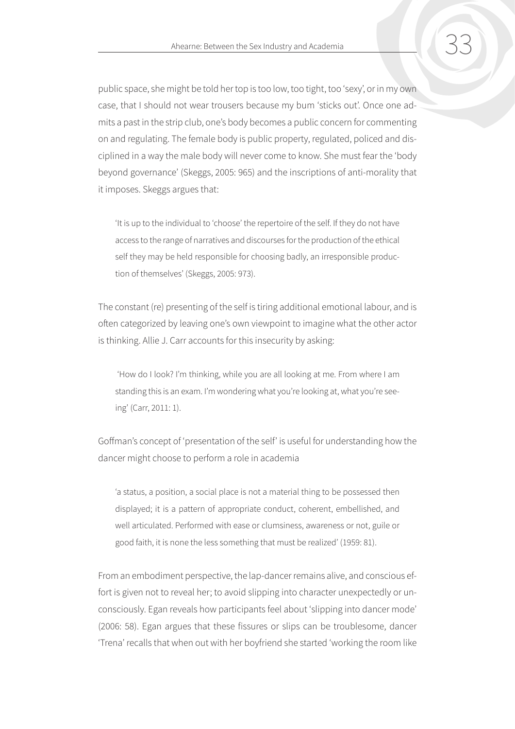public space, she might be told her top is too low, too tight, too 'sexy', or in my own case, that I should not wear trousers because my bum 'sticks out'. Once one admits a past in the strip club, one's body becomes a public concern for commenting on and regulating. The female body is public property, regulated, policed and disciplined in a way the male body will never come to know. She must fear the 'body beyond governance' (Skeggs, 2005: 965) and the inscriptions of anti-morality that it imposes. Skeggs argues that:

> 'It is up to the individual to 'choose' the repertoire of the self. If they do not have access to the range of narratives and discourses for the production of the ethical self they may be held responsible for choosing badly, an irresponsible production of themselves' (Skeggs, 2005: 973).

The constant (re) presenting of the self is tiring additional emotional labour, and is often categorized by leaving one's own viewpoint to imagine what the other actor is thinking. Allie J. Carr accounts for this insecurity by asking:

> 'How do I look? I'm thinking, while you are all looking at me. From where I am standing this is an exam. I'm wondering what you're looking at, what you're seeing' (Carr, 2011: 1).

Goffman's concept of 'presentation of the self' is useful for understanding how the dancer might choose to perform a role in academia

> 'a status, a position, a social place is not a material thing to be possessed then displayed; it is a pattern of appropriate conduct, coherent, embellished, and well articulated. Performed with ease or clumsiness, awareness or not, guile or good faith, it is none the less something that must be realized' (1959: 81).

From an embodiment perspective, the lap-dancer remains alive, and conscious effort is given not to reveal her; to avoid slipping into character unexpectedly or unconsciously. Egan reveals how participants feel about 'slipping into dancer mode' (2006: 58). Egan argues that these fissures or slips can be troublesome, dancer 'Trena' recalls that when out with her boyfriend she started 'working the room like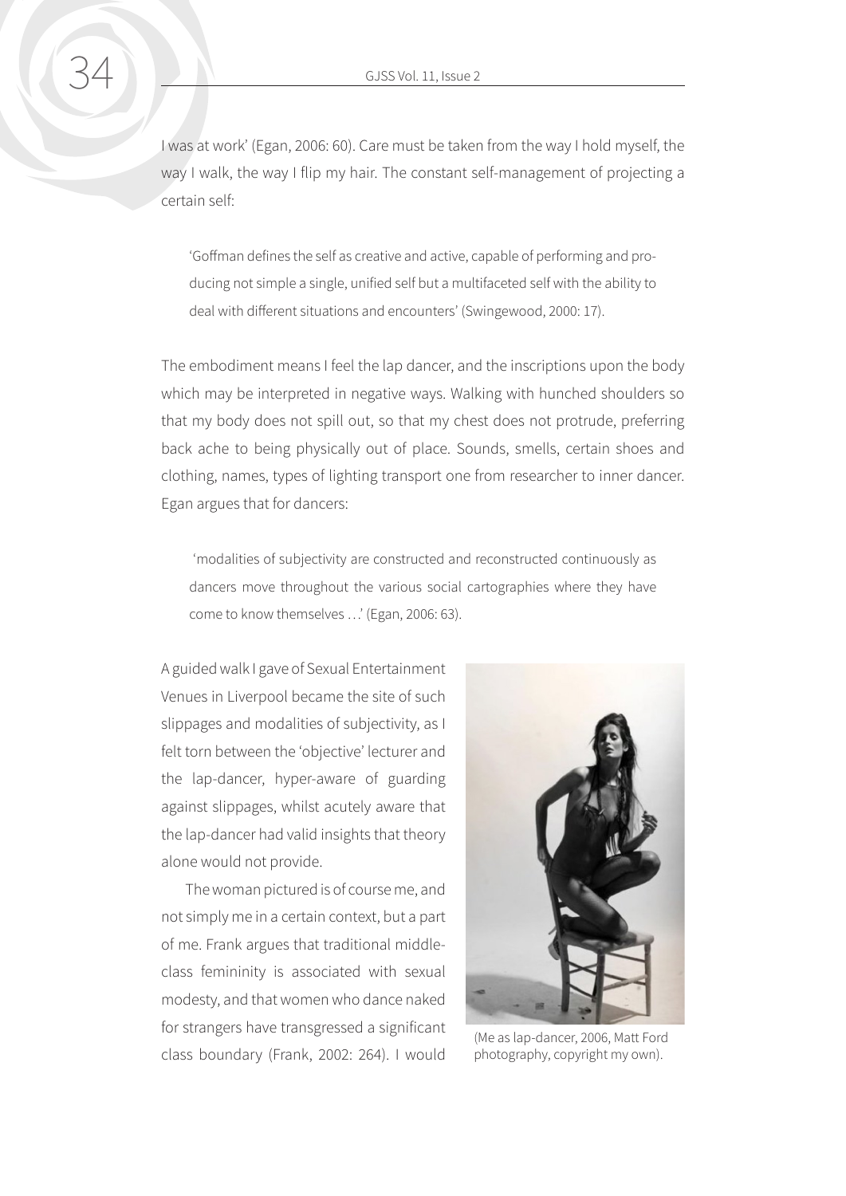I was at work' (Egan, 2006: 60). Care must be taken from the way I hold myself, the way I walk, the way I flip my hair. The constant self-management of projecting a certain self:

> 'Goffman defines the self as creative and active, capable of performing and producing not simple a single, unified self but a multifaceted self with the ability to deal with different situations and encounters' (Swingewood, 2000: 17).

The embodiment means I feel the lap dancer, and the inscriptions upon the body which may be interpreted in negative ways. Walking with hunched shoulders so that my body does not spill out, so that my chest does not protrude, preferring back ache to being physically out of place. Sounds, smells, certain shoes and clothing, names, types of lighting transport one from researcher to inner dancer. Egan argues that for dancers:

> 'modalities of subjectivity are constructed and reconstructed continuously as dancers move throughout the various social cartographies where they have come to know themselves …' (Egan, 2006: 63).

A guided walk I gave of Sexual Entertainment Venues in Liverpool became the site of such slippages and modalities of subjectivity, as I felt torn between the 'objective' lecturer and the lap-dancer, hyper-aware of guarding against slippages, whilst acutely aware that the lap-dancer had valid insights that theory alone would not provide.

The woman pictured is of course me, and not simply me in a certain context, but a part of me. Frank argues that traditional middle-class femininity is associated with sexual modesty, and that women who dance naked for strangers have transgressed a significant class boundary (Frank, 2002: 264). I would

(Me as lap-dancer, 2006, Matt Ford photography, copyright my own).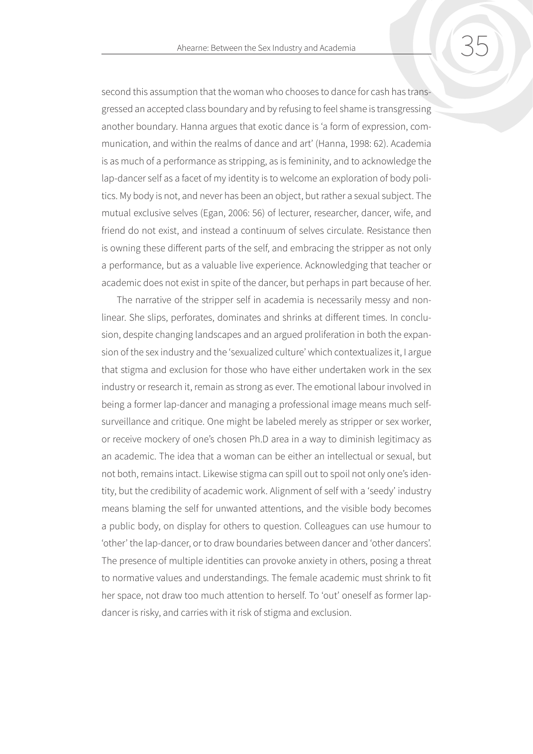second this assumption that the woman who chooses to dance for cash has transgressed an accepted class boundary and by refusing to feel shame is transgressing another boundary. Hanna argues that exotic dance is 'a form of expression, communication, and within the realms of dance and art' (Hanna, 1998: 62). Academia is as much of a performance as stripping, as is femininity, and to acknowledge the lap-dancer self as a facet of my identity is to welcome an exploration of body politics. My body is not, and never has been an object, but rather a sexual subject. The mutual exclusive selves (Egan, 2006: 56) of lecturer, researcher, dancer, wife, and friend do not exist, and instead a continuum of selves circulate. Resistance then is owning these different parts of the self, and embracing the stripper as not only a performance, but as a valuable live experience. Acknowledging that teacher or academic does not exist in spite of the dancer, but perhaps in part because of her.

The narrative of the stripper self in academia is necessarily messy and non-linear. She slips, perforates, dominates and shrinks at different times. In conclusion, despite changing landscapes and an argued proliferation in both the expansion of the sex industry and the 'sexualized culture' which contextualizes it, I argue that stigma and exclusion for those who have either undertaken work in the sex industry or research it, remain as strong as ever. The emotional labour involved in being a former lap-dancer and managing a professional image means much self-surveillance and critique. One might be labeled merely as stripper or sex worker, or receive mockery of one's chosen Ph.D area in a way to diminish legitimacy as an academic. The idea that a woman can be either an intellectual or sexual, but not both, remains intact. Likewise stigma can spill out to spoil not only one's identity, but the credibility of academic work. Alignment of self with a 'seedy' industry means blaming the self for unwanted attentions, and the visible body becomes a public body, on display for others to question. Colleagues can use humour to 'other' the lap-dancer, or to draw boundaries between dancer and 'other dancers'. The presence of multiple identities can provoke anxiety in others, posing a threat to normative values and understandings. The female academic must shrink to fit her space, not draw too much attention to herself. To 'out' oneself as former lap-dancer is risky, and carries with it risk of stigma and exclusion.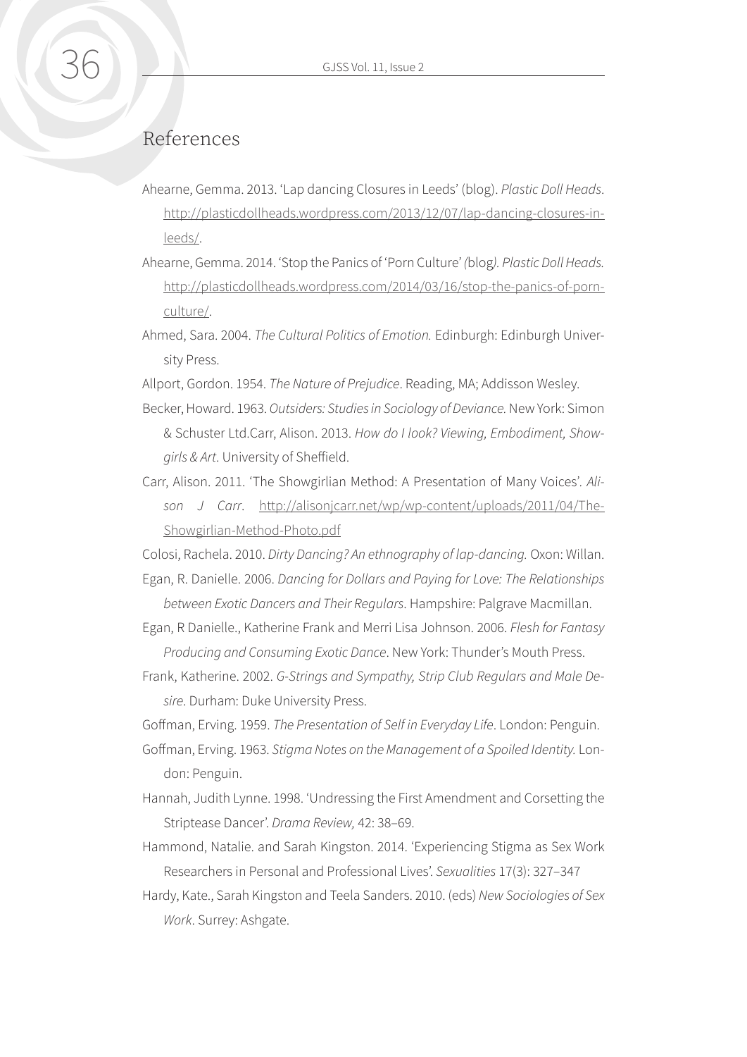## References

Ahearne, Gemma. 2013. 'Lap dancing Closures in Leeds' (blog). *Plastic Doll Heads*. http://plasticdollheads.wordpress.com/2013/12/07/lap-dancing-closures-in-leeds/.

Ahearne, Gemma. 2014. 'Stop the Panics of 'Porn Culture' *(*blog*). Plastic Doll Heads.* http://plasticdollheads.wordpress.com/2014/03/16/stop-the-panics-of-porn-culture/.

Ahmed, Sara. 2004. *The Cultural Politics of Emotion.* Edinburgh: Edinburgh University Press.

Allport, Gordon. 1954. *The Nature of Prejudice*. Reading, MA; Addisson Wesley.

Becker, Howard. 1963. *Outsiders: Studies in Sociology of Deviance.* New York: Simon & Schuster Ltd.Carr, Alison. 2013. *How do I look? Viewing, Embodiment, Showgirls & Art*. University of Sheffield.

Carr, Alison. 2011. 'The Showgirlian Method: A Presentation of Many Voices'. *Alison J Carr*. http://alisonjcarr.net/wp/wp-content/uploads/2011/04/The-Showgirlian-Method-Photo.pdf

Colosi, Rachela. 2010. *Dirty Dancing? An ethnography of lap-dancing.* Oxon: Willan.

Egan, R. Danielle. 2006. *Dancing for Dollars and Paying for Love: The Relationships between Exotic Dancers and Their Regulars*. Hampshire: Palgrave Macmillan.

Egan, R Danielle., Katherine Frank and Merri Lisa Johnson. 2006. *Flesh for Fantasy Producing and Consuming Exotic Dance*. New York: Thunder's Mouth Press.

Frank, Katherine. 2002. *G-Strings and Sympathy, Strip Club Regulars and Male Desire*. Durham: Duke University Press.

Goffman, Erving. 1959. *The Presentation of Self in Everyday Life*. London: Penguin.

Goffman, Erving. 1963. *Stigma Notes on the Management of a Spoiled Identity.* London: Penguin.

Hannah, Judith Lynne. 1998. 'Undressing the First Amendment and Corsetting the Striptease Dancer'. *Drama Review,* 42: 38–69.

Hammond, Natalie. and Sarah Kingston. 2014. 'Experiencing Stigma as Sex Work Researchers in Personal and Professional Lives'. *Sexualities* 17(3): 327–347

Hardy, Kate., Sarah Kingston and Teela Sanders. 2010. (eds) *New Sociologies of Sex Work*. Surrey: Ashgate.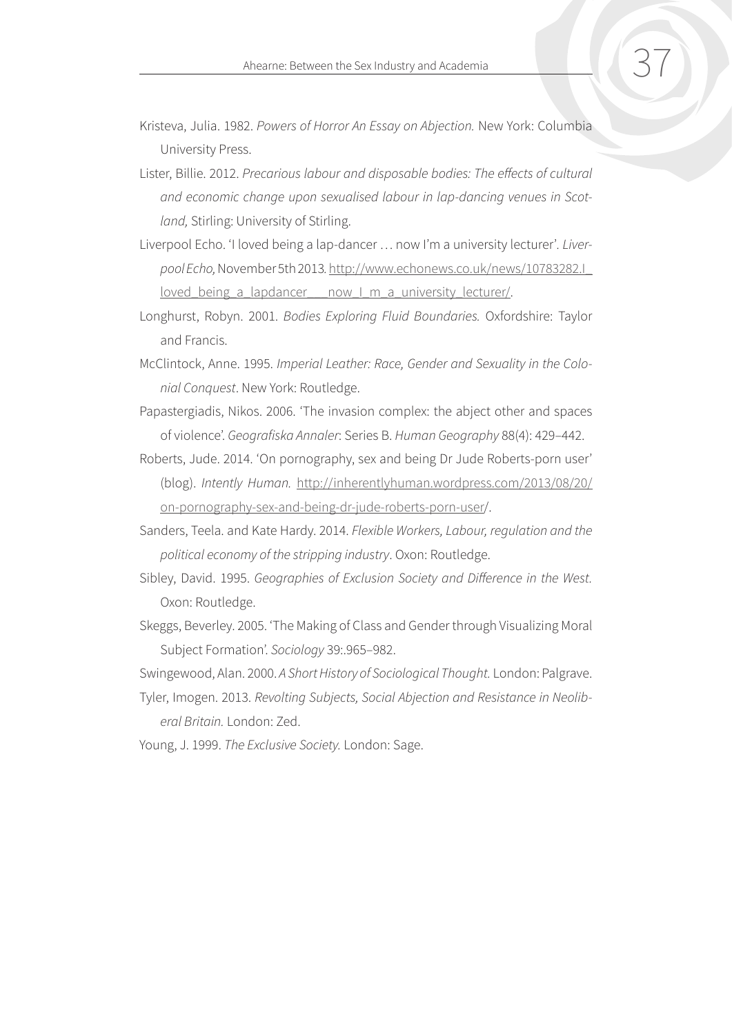Kristeva, Julia. 1982. *Powers of Horror An Essay on Abjection.* New York: Columbia University Press.

Lister, Billie. 2012. *Precarious labour and disposable bodies: The effects of cultural and economic change upon sexualised labour in lap-dancing venues in Scotland,* Stirling: University of Stirling.

Liverpool Echo. 'I loved being a lap-dancer … now I'm a university lecturer'. *Liverpool Echo,* November 5th 2013. http://www.echonews.co.uk/news/10783282.I_loved_being_a_lapdancer___now_I_m_a_university_lecturer/.

Longhurst, Robyn. 2001. *Bodies Exploring Fluid Boundaries.* Oxfordshire: Taylor and Francis.

McClintock, Anne. 1995. *Imperial Leather: Race, Gender and Sexuality in the Colonial Conquest*. New York: Routledge.

Papastergiadis, Nikos. 2006. 'The invasion complex: the abject other and spaces of violence'. *Geografiska Annaler*: Series B. *Human Geography* 88(4): 429–442.

Roberts, Jude. 2014. 'On pornography, sex and being Dr Jude Roberts-porn user' (blog). *Intently Human.* http://inherentlyhuman.wordpress.com/2013/08/20/on-pornography-sex-and-being-dr-jude-roberts-porn-user/.

Sanders, Teela. and Kate Hardy. 2014. *Flexible Workers, Labour, regulation and the political economy of the stripping industry*. Oxon: Routledge.

Sibley, David. 1995. *Geographies of Exclusion Society and Difference in the West.* Oxon: Routledge.

Skeggs, Beverley. 2005. 'The Making of Class and Gender through Visualizing Moral Subject Formation'. *Sociology* 39:.965–982.

Swingewood, Alan. 2000. *A Short History of Sociological Thought.* London: Palgrave.

Tyler, Imogen. 2013. *Revolting Subjects, Social Abjection and Resistance in Neoliberal Britain.* London: Zed.

Young, J. 1999. *The Exclusive Society.* London: Sage.